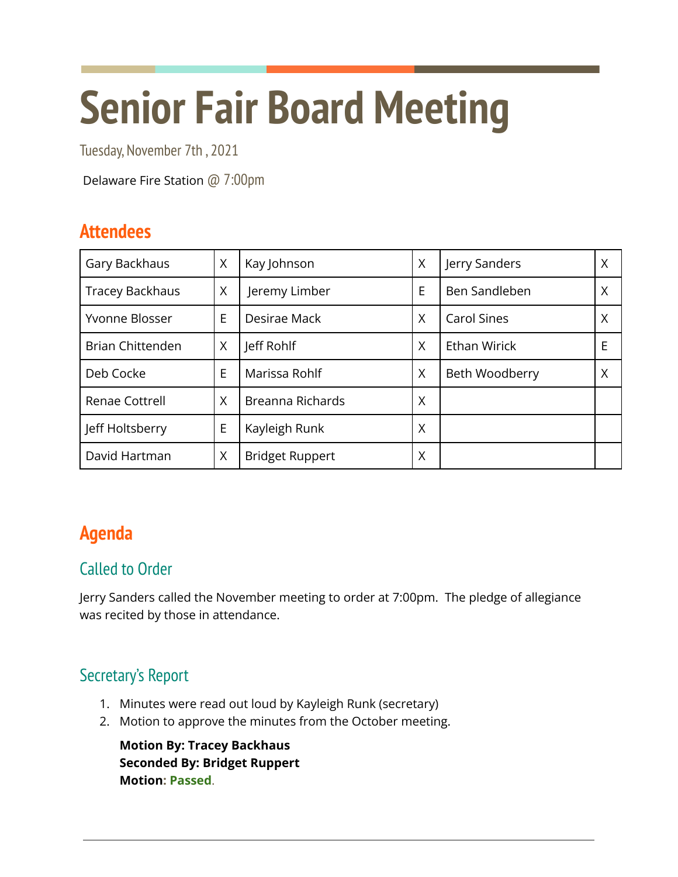# Senior Fair Board Meeting

Tuesday, November 7th , 2021

Delaware Fire Station @ 7:00pm

## Attendees

| Name | | Name | | Name | |
|---|---|---|---|---|---|
| Gary Backhaus | X | Kay Johnson | X | Jerry Sanders | X |
| Tracey Backhaus | X | Jeremy Limber | E | Ben Sandleben | X |
| Yvonne Blosser | E | Desirae Mack | X | Carol Sines | X |
| Brian Chittenden | X | Jeff Rohlf | X | Ethan Wirick | E |
| Deb Cocke | E | Marissa Rohlf | X | Beth Woodberry | X |
| Renae Cottrell | X | Breanna Richards | X | | |
| Jeff Holtsberry | E | Kayleigh Runk | X | | |
| David Hartman | X | Bridget Ruppert | X | | |

## Agenda

### Called to Order

Jerry Sanders called the November meeting to order at 7:00pm. The pledge of allegiance was recited by those in attendance.

### Secretary's Report

1. Minutes were read out loud by Kayleigh Runk (secretary)
2. Motion to approve the minutes from the October meeting.

   **Motion By: Tracey Backhaus**
   **Seconded By: Bridget Ruppert**
   **Motion: Passed**.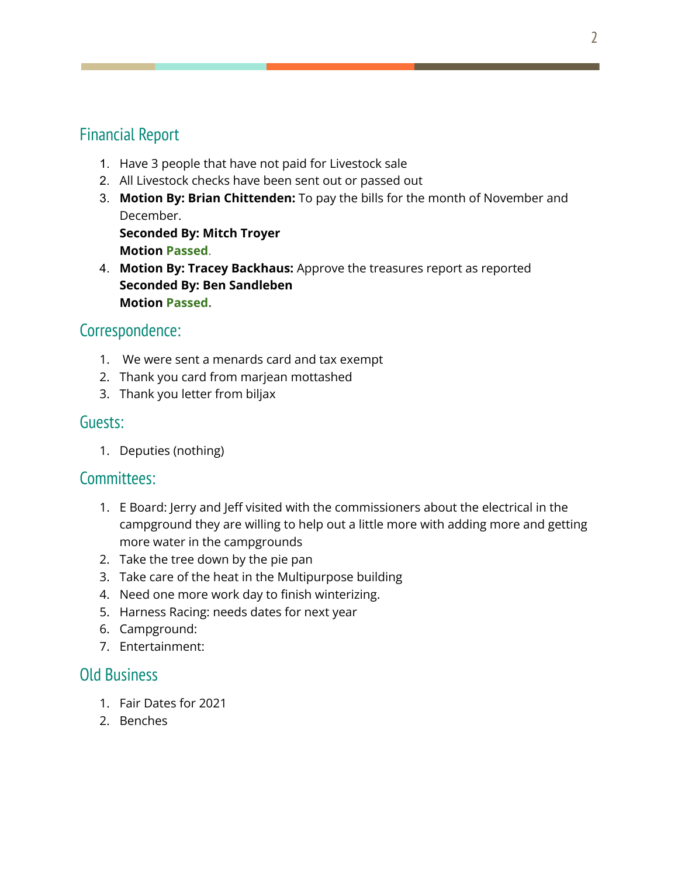## Financial Report

1. Have 3 people that have not paid for Livestock sale
2. All Livestock checks have been sent out or passed out
3. **Motion By: Brian Chittenden:** To pay the bills for the month of November and December.
   **Seconded By: Mitch Troyer**
   **Motion Passed**.
4. **Motion By: Tracey Backhaus:** Approve the treasures report as reported
   **Seconded By: Ben Sandleben**
   **Motion Passed.**

## Correspondence:

1. We were sent a menards card and tax exempt
2. Thank you card from marjean mottashed
3. Thank you letter from biljax

## Guests:

1. Deputies (nothing)

## Committees:

1. E Board: Jerry and Jeff visited with the commissioners about the electrical in the campground they are willing to help out a little more with adding more and getting more water in the campgrounds
2. Take the tree down by the pie pan
3. Take care of the heat in the Multipurpose building
4. Need one more work day to finish winterizing.
5. Harness Racing: needs dates for next year
6. Campground:
7. Entertainment:

## Old Business

1. Fair Dates for 2021
2. Benches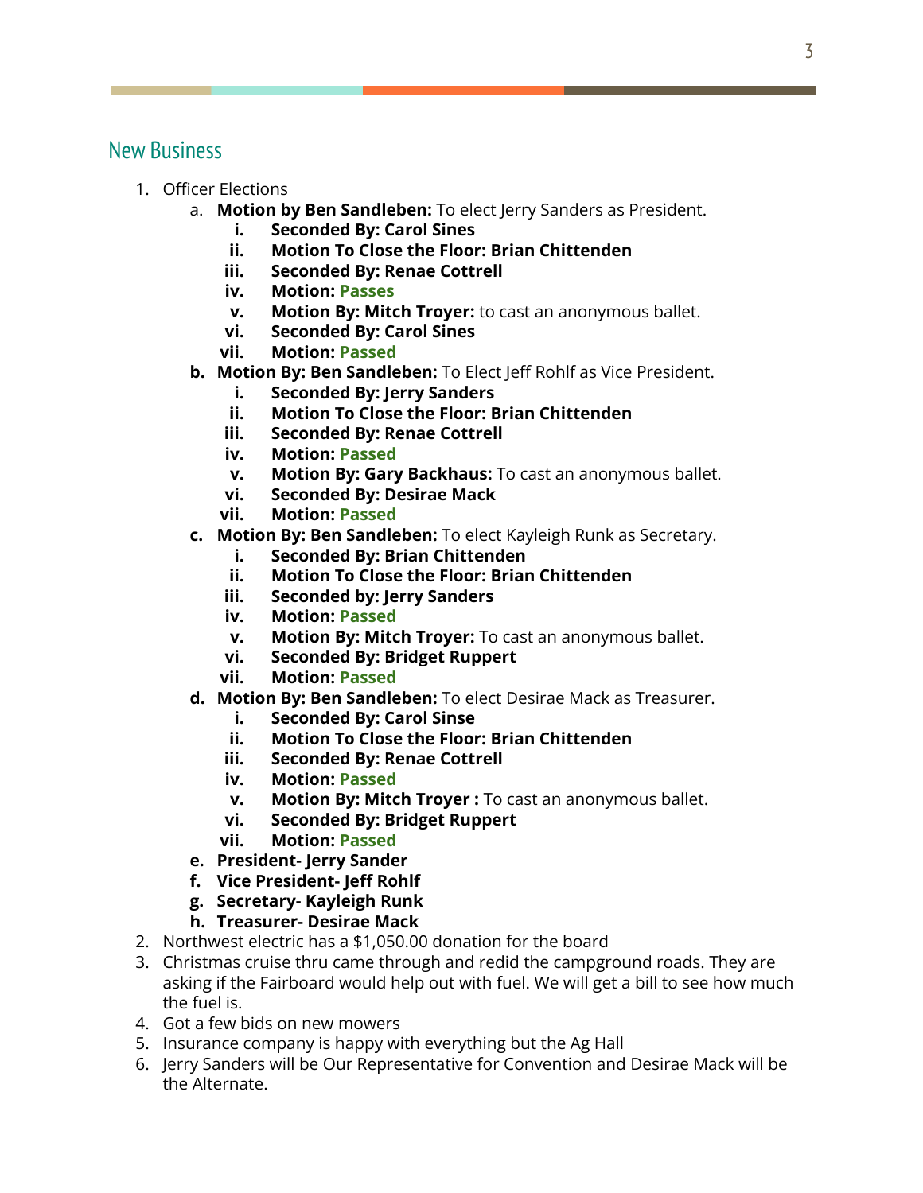## New Business

1. Officer Elections
    a. **Motion by Ben Sandleben:** To elect Jerry Sanders as President.
        i. **Seconded By: Carol Sines**
        ii. **Motion To Close the Floor: Brian Chittenden**
        iii. **Seconded By: Renae Cottrell**
        iv. **Motion: Passes**
        v. **Motion By: Mitch Troyer:** to cast an anonymous ballet.
        vi. **Seconded By: Carol Sines**
        vii. **Motion: Passed**
    b. **Motion By: Ben Sandleben:** To Elect Jeff Rohlf as Vice President.
        i. **Seconded By: Jerry Sanders**
        ii. **Motion To Close the Floor: Brian Chittenden**
        iii. **Seconded By: Renae Cottrell**
        iv. **Motion: Passed**
        v. **Motion By: Gary Backhaus:** To cast an anonymous ballet.
        vi. **Seconded By: Desirae Mack**
        vii. **Motion: Passed**
    c. **Motion By: Ben Sandleben:** To elect Kayleigh Runk as Secretary.
        i. **Seconded By: Brian Chittenden**
        ii. **Motion To Close the Floor: Brian Chittenden**
        iii. **Seconded by: Jerry Sanders**
        iv. **Motion: Passed**
        v. **Motion By: Mitch Troyer:** To cast an anonymous ballet.
        vi. **Seconded By: Bridget Ruppert**
        vii. **Motion: Passed**
    d. **Motion By: Ben Sandleben:** To elect Desirae Mack as Treasurer.
        i. **Seconded By: Carol Sinse**
        ii. **Motion To Close the Floor: Brian Chittenden**
        iii. **Seconded By: Renae Cottrell**
        iv. **Motion: Passed**
        v. **Motion By: Mitch Troyer :** To cast an anonymous ballet.
        vi. **Seconded By: Bridget Ruppert**
        vii. **Motion: Passed**
    e. **President- Jerry Sander**
    f. **Vice President- Jeff Rohlf**
    g. **Secretary- Kayleigh Runk**
    h. **Treasurer- Desirae Mack**
2. Northwest electric has a $1,050.00 donation for the board
3. Christmas cruise thru came through and redid the campground roads. They are asking if the Fairboard would help out with fuel. We will get a bill to see how much the fuel is.
4. Got a few bids on new mowers
5. Insurance company is happy with everything but the Ag Hall
6. Jerry Sanders will be Our Representative for Convention and Desirae Mack will be the Alternate.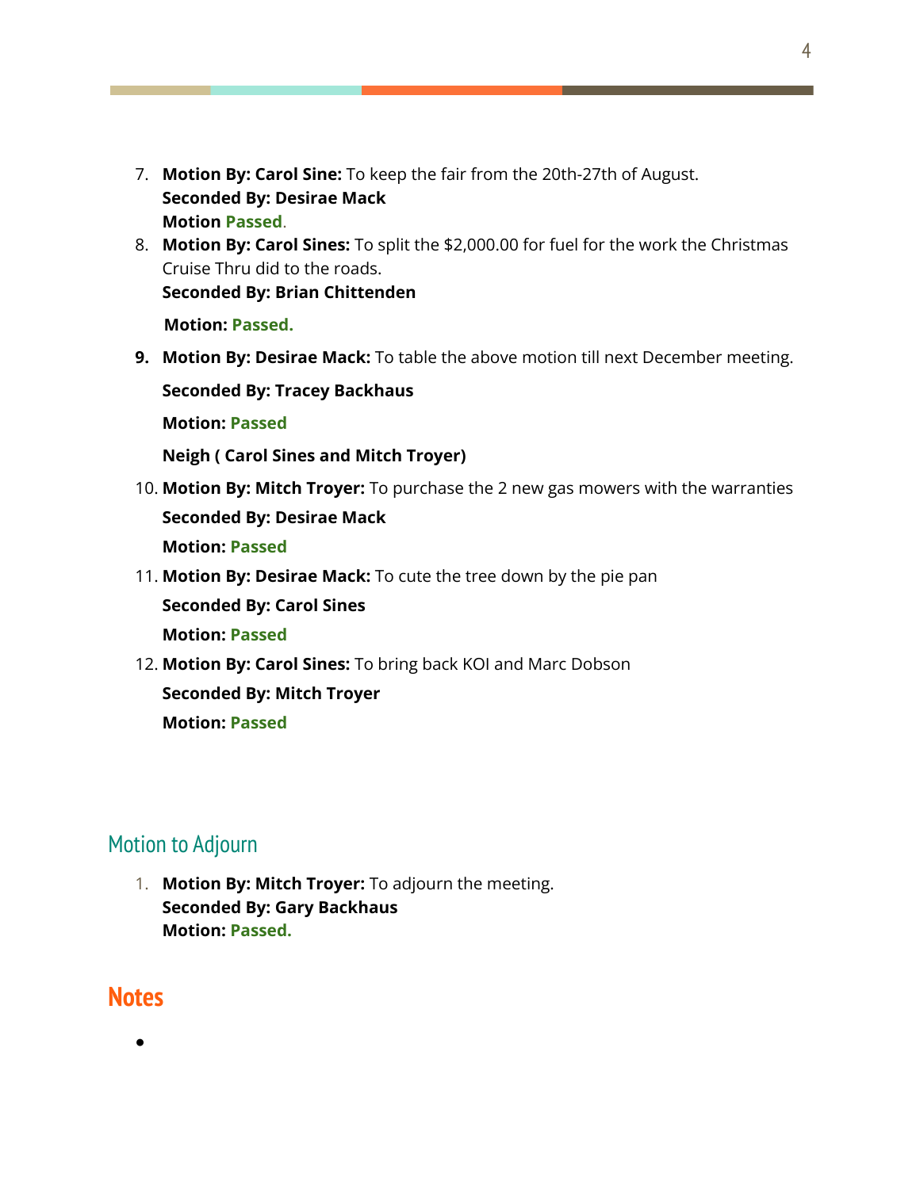7. **Motion By: Carol Sine:** To keep the fair from the 20th-27th of August.
   **Seconded By: Desirae Mack**
   **Motion Passed.**
8. **Motion By: Carol Sines:** To split the $2,000.00 for fuel for the work the Christmas Cruise Thru did to the roads.
   **Seconded By: Brian Chittenden**

   **Motion: Passed.**
9. **Motion By: Desirae Mack:** To table the above motion till next December meeting.

   **Seconded By: Tracey Backhaus**

   **Motion: Passed**

   **Neigh ( Carol Sines and Mitch Troyer)**
10. **Motion By: Mitch Troyer:** To purchase the 2 new gas mowers with the warranties

    **Seconded By: Desirae Mack**

    **Motion: Passed**
11. **Motion By: Desirae Mack:** To cute the tree down by the pie pan

    **Seconded By: Carol Sines**

    **Motion: Passed**
12. **Motion By: Carol Sines:** To bring back KOI and Marc Dobson

    **Seconded By: Mitch Troyer**

    **Motion: Passed**

## Motion to Adjourn

1. **Motion By: Mitch Troyer:** To adjourn the meeting.
   **Seconded By: Gary Backhaus**
   **Motion: Passed.**

## Notes

-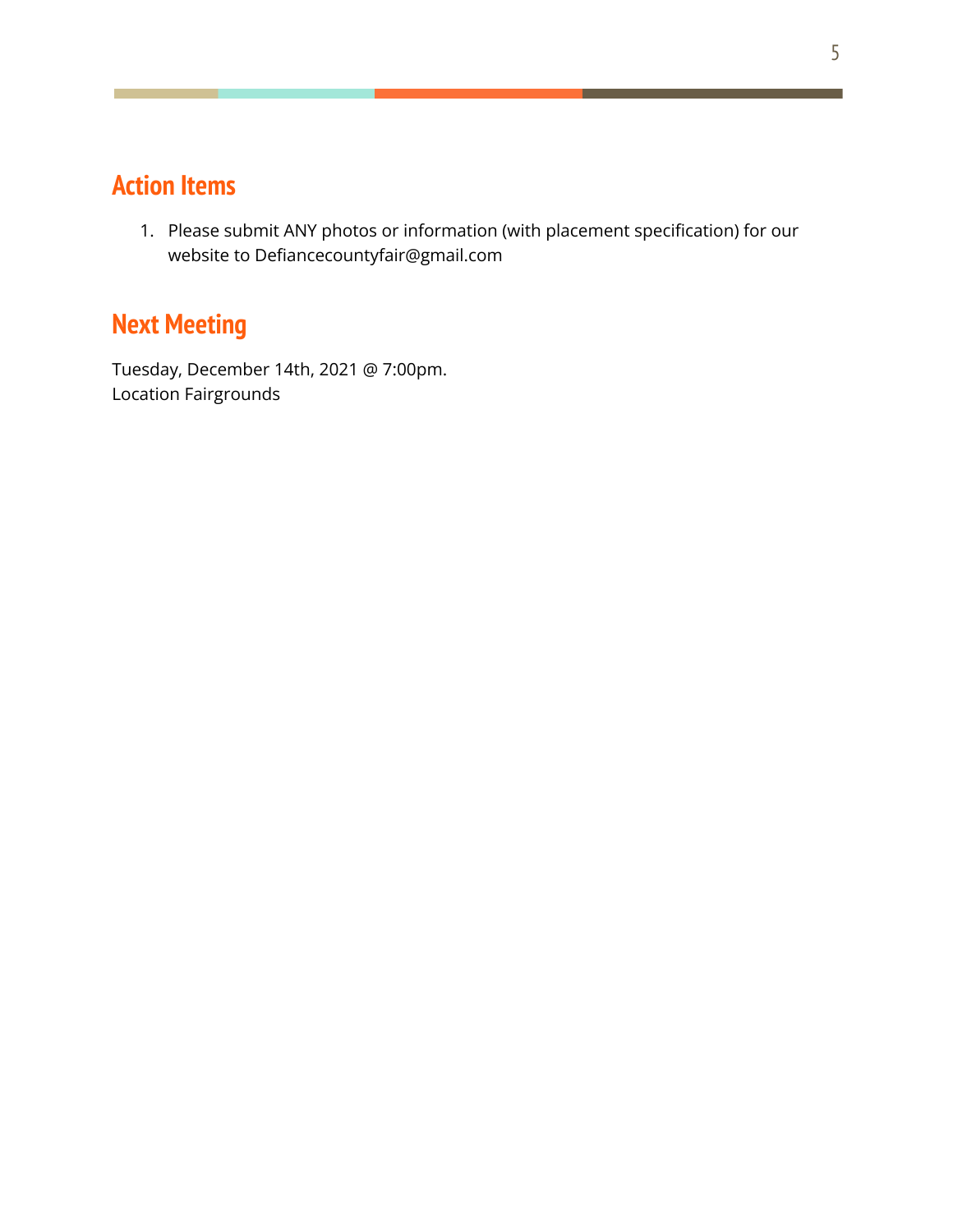## Action Items

1. Please submit ANY photos or information (with placement specification) for our website to Defiancecountyfair@gmail.com

## Next Meeting

Tuesday, December 14th, 2021 @ 7:00pm.
Location Fairgrounds